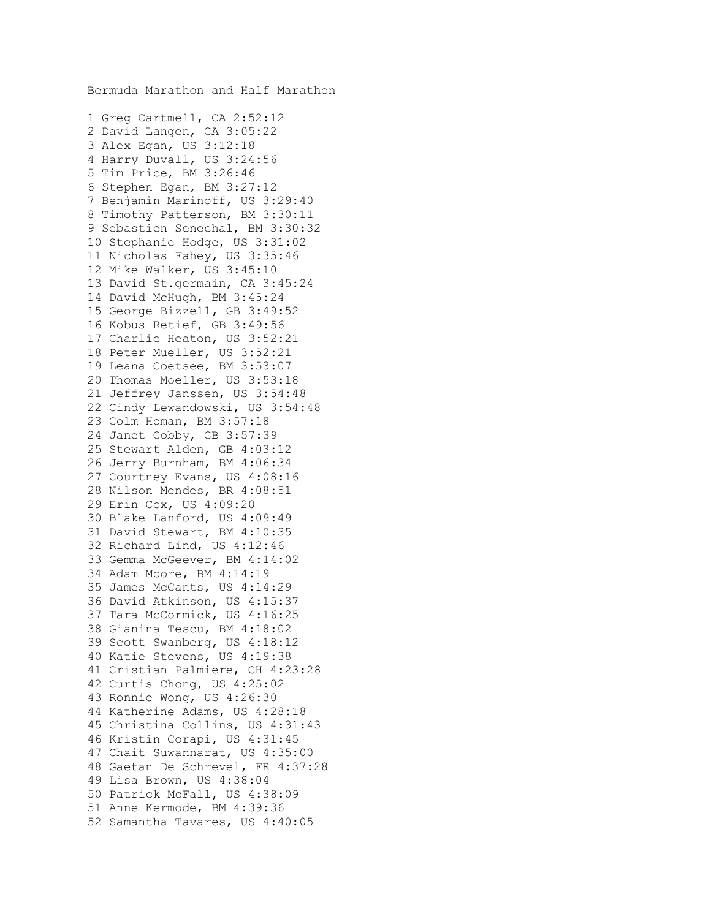Bermuda Marathon and Half Marathon

1 Greg Cartmell, CA 2:52:12
2 David Langen, CA 3:05:22
3 Alex Egan, US 3:12:18
4 Harry Duvall, US 3:24:56
5 Tim Price, BM 3:26:46
6 Stephen Egan, BM 3:27:12
7 Benjamin Marinoff, US 3:29:40
8 Timothy Patterson, BM 3:30:11
9 Sebastien Senechal, BM 3:30:32
10 Stephanie Hodge, US 3:31:02
11 Nicholas Fahey, US 3:35:46
12 Mike Walker, US 3:45:10
13 David St.germain, CA 3:45:24
14 David McHugh, BM 3:45:24
15 George Bizzell, GB 3:49:52
16 Kobus Retief, GB 3:49:56
17 Charlie Heaton, US 3:52:21
18 Peter Mueller, US 3:52:21
19 Leana Coetsee, BM 3:53:07
20 Thomas Moeller, US 3:53:18
21 Jeffrey Janssen, US 3:54:48
22 Cindy Lewandowski, US 3:54:48
23 Colm Homan, BM 3:57:18
24 Janet Cobby, GB 3:57:39
25 Stewart Alden, GB 4:03:12
26 Jerry Burnham, BM 4:06:34
27 Courtney Evans, US 4:08:16
28 Nilson Mendes, BR 4:08:51
29 Erin Cox, US 4:09:20
30 Blake Lanford, US 4:09:49
31 David Stewart, BM 4:10:35
32 Richard Lind, US 4:12:46
33 Gemma McGeever, BM 4:14:02
34 Adam Moore, BM 4:14:19
35 James McCants, US 4:14:29
36 David Atkinson, US 4:15:37
37 Tara McCormick, US 4:16:25
38 Gianina Tescu, BM 4:18:02
39 Scott Swanberg, US 4:18:12
40 Katie Stevens, US 4:19:38
41 Cristian Palmiere, CH 4:23:28
42 Curtis Chong, US 4:25:02
43 Ronnie Wong, US 4:26:30
44 Katherine Adams, US 4:28:18
45 Christina Collins, US 4:31:43
46 Kristin Corapi, US 4:31:45
47 Chait Suwannarat, US 4:35:00
48 Gaetan De Schrevel, FR 4:37:28
49 Lisa Brown, US 4:38:04
50 Patrick McFall, US 4:38:09
51 Anne Kermode, BM 4:39:36
52 Samantha Tavares, US 4:40:05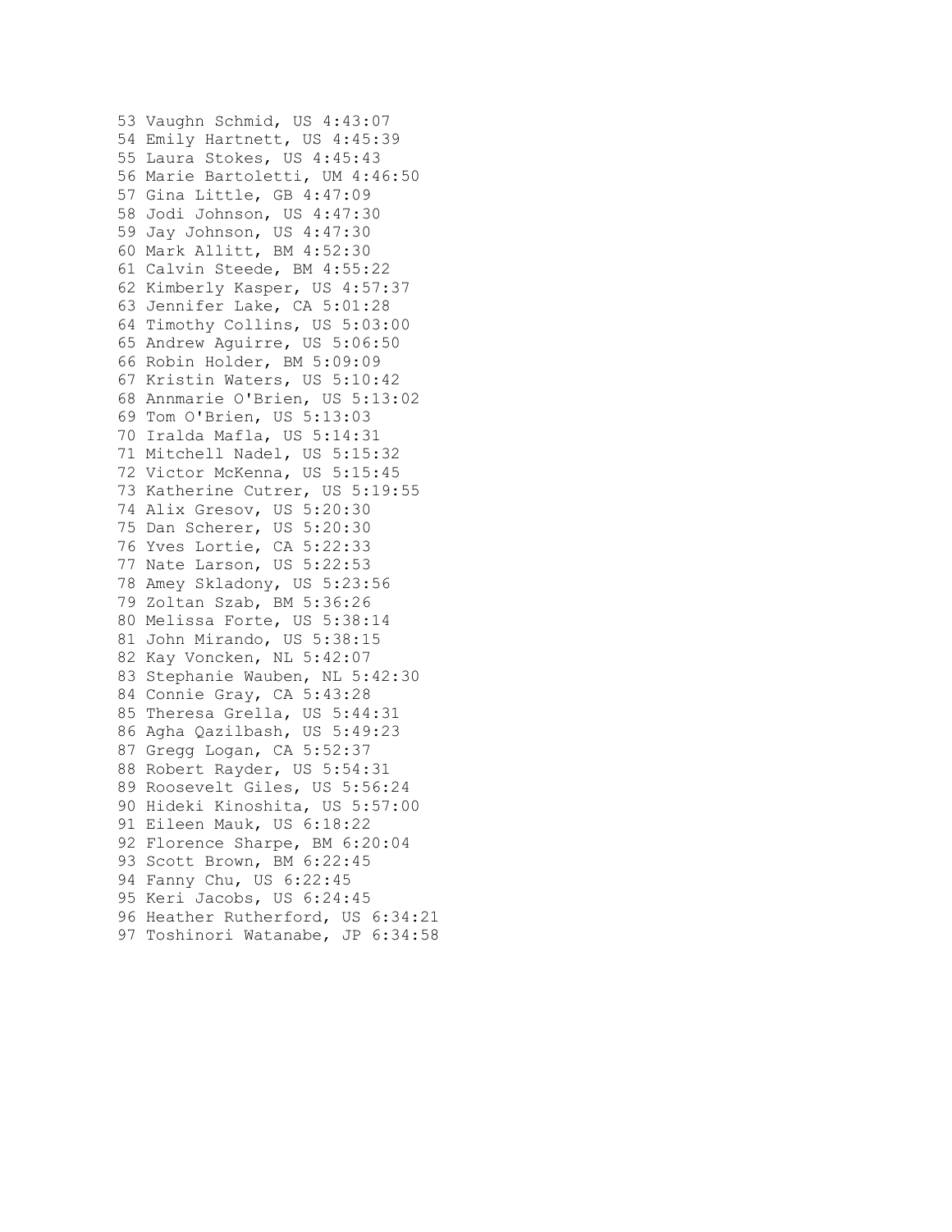53 Vaughn Schmid, US 4:43:07
54 Emily Hartnett, US 4:45:39
55 Laura Stokes, US 4:45:43
56 Marie Bartoletti, UM 4:46:50
57 Gina Little, GB 4:47:09
58 Jodi Johnson, US 4:47:30
59 Jay Johnson, US 4:47:30
60 Mark Allitt, BM 4:52:30
61 Calvin Steede, BM 4:55:22
62 Kimberly Kasper, US 4:57:37
63 Jennifer Lake, CA 5:01:28
64 Timothy Collins, US 5:03:00
65 Andrew Aguirre, US 5:06:50
66 Robin Holder, BM 5:09:09
67 Kristin Waters, US 5:10:42
68 Annmarie O'Brien, US 5:13:02
69 Tom O'Brien, US 5:13:03
70 Iralda Mafla, US 5:14:31
71 Mitchell Nadel, US 5:15:32
72 Victor McKenna, US 5:15:45
73 Katherine Cutrer, US 5:19:55
74 Alix Gresov, US 5:20:30
75 Dan Scherer, US 5:20:30
76 Yves Lortie, CA 5:22:33
77 Nate Larson, US 5:22:53
78 Amey Skladony, US 5:23:56
79 Zoltan Szab, BM 5:36:26
80 Melissa Forte, US 5:38:14
81 John Mirando, US 5:38:15
82 Kay Voncken, NL 5:42:07
83 Stephanie Wauben, NL 5:42:30
84 Connie Gray, CA 5:43:28
85 Theresa Grella, US 5:44:31
86 Agha Qazilbash, US 5:49:23
87 Gregg Logan, CA 5:52:37
88 Robert Rayder, US 5:54:31
89 Roosevelt Giles, US 5:56:24
90 Hideki Kinoshita, US 5:57:00
91 Eileen Mauk, US 6:18:22
92 Florence Sharpe, BM 6:20:04
93 Scott Brown, BM 6:22:45
94 Fanny Chu, US 6:22:45
95 Keri Jacobs, US 6:24:45
96 Heather Rutherford, US 6:34:21
97 Toshinori Watanabe, JP 6:34:58